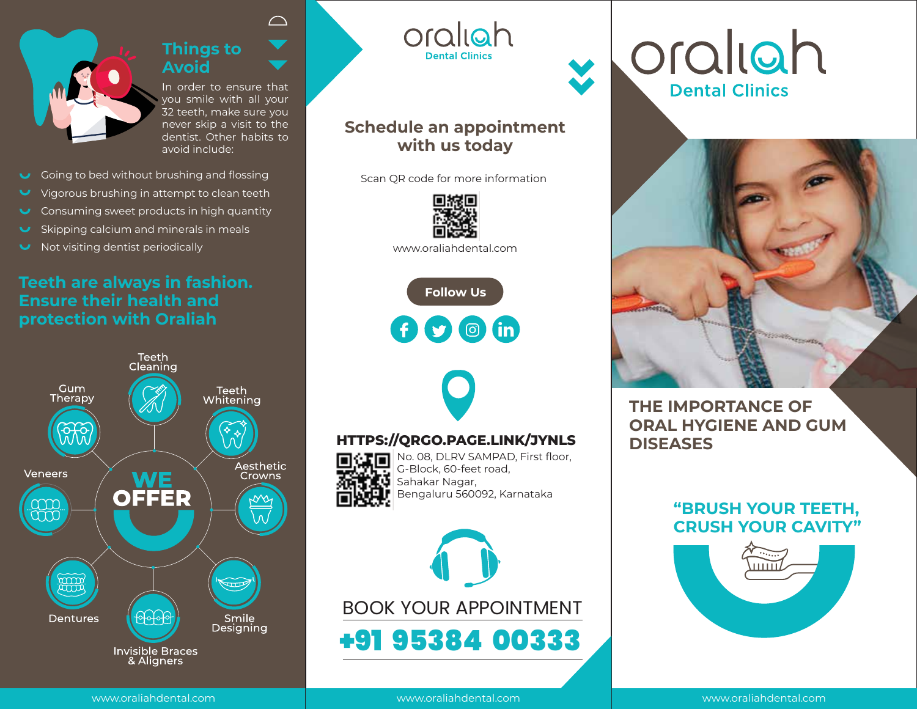## Things to Avoid

In order to ensure that you smile with all your 32 teeth, make sure you never skip a visit to the dentist. Other habits to avoid include:

- Going to bed without brushing and flossing
- Vigorous brushing in attempt to clean teeth
- Consuming sweet products in high quantity
- Skipping calcium and minerals in meals
- Not visiting dentist periodically

**Teeth are always in fashion. Ensure their health and protection with Oraliah**

## WE OFFER

- Teeth Cleaning
- Teeth Whitening
- Aesthetic Crowns
- Smile Designing
- Invisible Braces & Aligners
- Dentures
- Veneers
- Gum Therapy

www.oraliahdental.com

oraliah
Dental Clinics

## Schedule an appointment with us today

Scan QR code for more information

www.oraliahdental.com

**Follow Us**

**HTTPS://QRGO.PAGE.LINK/JYNLS**

No. 08, DLRV SAMPAD, First floor,
G-Block, 60-feet road,
Sahakar Nagar,
Bengaluru 560092, Karnataka

BOOK YOUR APPOINTMENT

**+91 95384 00333**

www.oraliahdental.com

# oraliah
Dental Clinics

## THE IMPORTANCE OF ORAL HYGIENE AND GUM DISEASES

**"BRUSH YOUR TEETH, CRUSH YOUR CAVITY"**

www.oraliahdental.com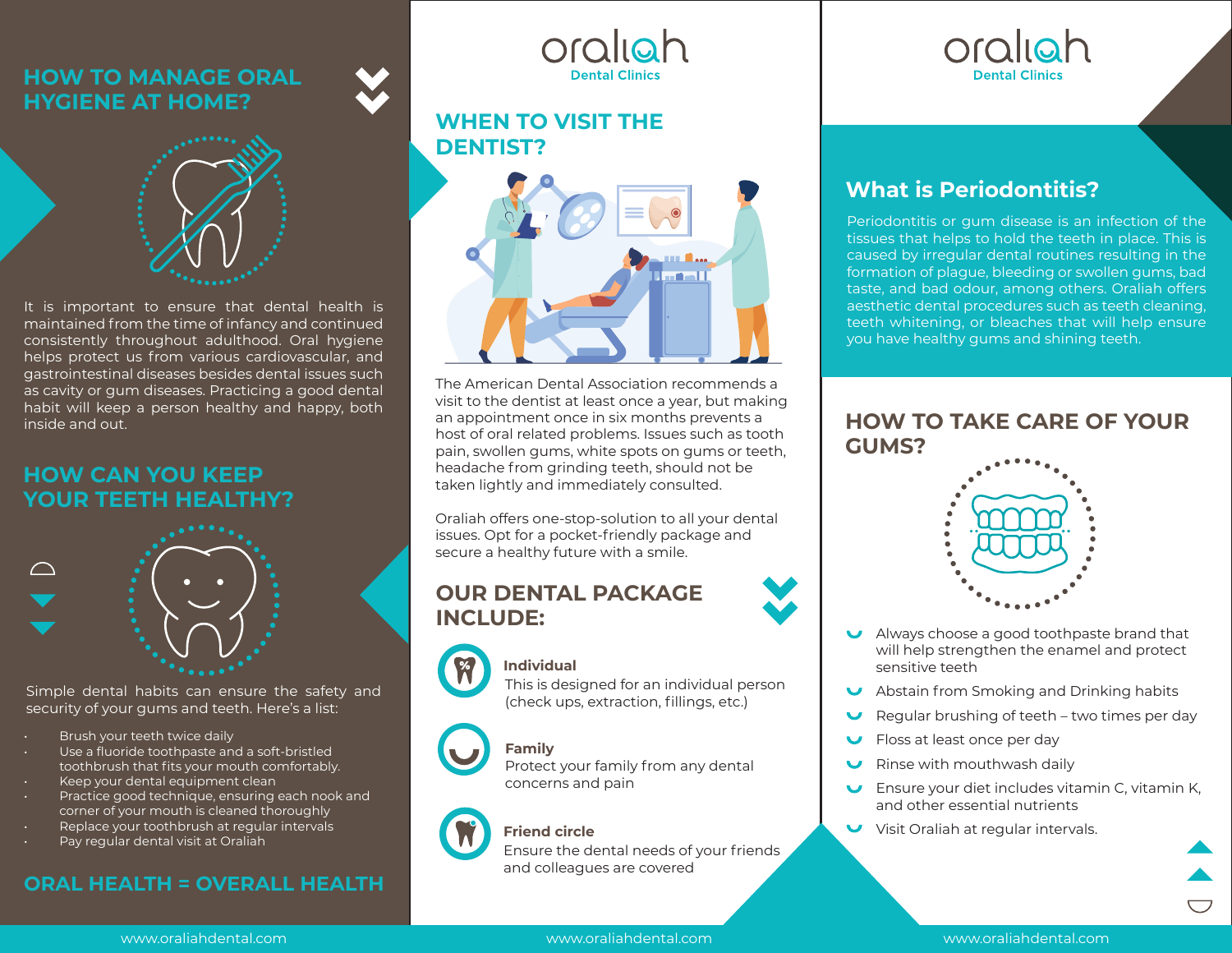## HOW TO MANAGE ORAL HYGIENE AT HOME?

It is important to ensure that dental health is maintained from the time of infancy and continued consistently throughout adulthood. Oral hygiene helps protect us from various cardiovascular, and gastrointestinal diseases besides dental issues such as cavity or gum diseases. Practicing a good dental habit will keep a person healthy and happy, both inside and out.

## HOW CAN YOU KEEP YOUR TEETH HEALTHY?

Simple dental habits can ensure the safety and security of your gums and teeth. Here's a list:

- Brush your teeth twice daily
- Use a fluoride toothpaste and a soft-bristled toothbrush that fits your mouth comfortably.
- Keep your dental equipment clean
- Practice good technique, ensuring each nook and corner of your mouth is cleaned thoroughly
- Replace your toothbrush at regular intervals
- Pay regular dental visit at Oraliah

## ORAL HEALTH = OVERALL HEALTH

www.oraliahdental.com

oraliah
Dental Clinics

## WHEN TO VISIT THE DENTIST?

The American Dental Association recommends a visit to the dentist at least once a year, but making an appointment once in six months prevents a host of oral related problems. Issues such as tooth pain, swollen gums, white spots on gums or teeth, headache from grinding teeth, should not be taken lightly and immediately consulted.

Oraliah offers one-stop-solution to all your dental issues. Opt for a pocket-friendly package and secure a healthy future with a smile.

## OUR DENTAL PACKAGE INCLUDE:

**Individual**
This is designed for an individual person (check ups, extraction, fillings, etc.)

**Family**
Protect your family from any dental concerns and pain

**Friend circle**
Ensure the dental needs of your friends and colleagues are covered

www.oraliahdental.com

oraliah
Dental Clinics

## What is Periodontitis?

Periodontitis or gum disease is an infection of the tissues that helps to hold the teeth in place. This is caused by irregular dental routines resulting in the formation of plague, bleeding or swollen gums, bad taste, and bad odour, among others. Oraliah offers aesthetic dental procedures such as teeth cleaning, teeth whitening, or bleaches that will help ensure you have healthy gums and shining teeth.

## HOW TO TAKE CARE OF YOUR GUMS?

- Always choose a good toothpaste brand that will help strengthen the enamel and protect sensitive teeth
- Abstain from Smoking and Drinking habits
- Regular brushing of teeth – two times per day
- Floss at least once per day
- Rinse with mouthwash daily
- Ensure your diet includes vitamin C, vitamin K, and other essential nutrients
- Visit Oraliah at regular intervals.

www.oraliahdental.com